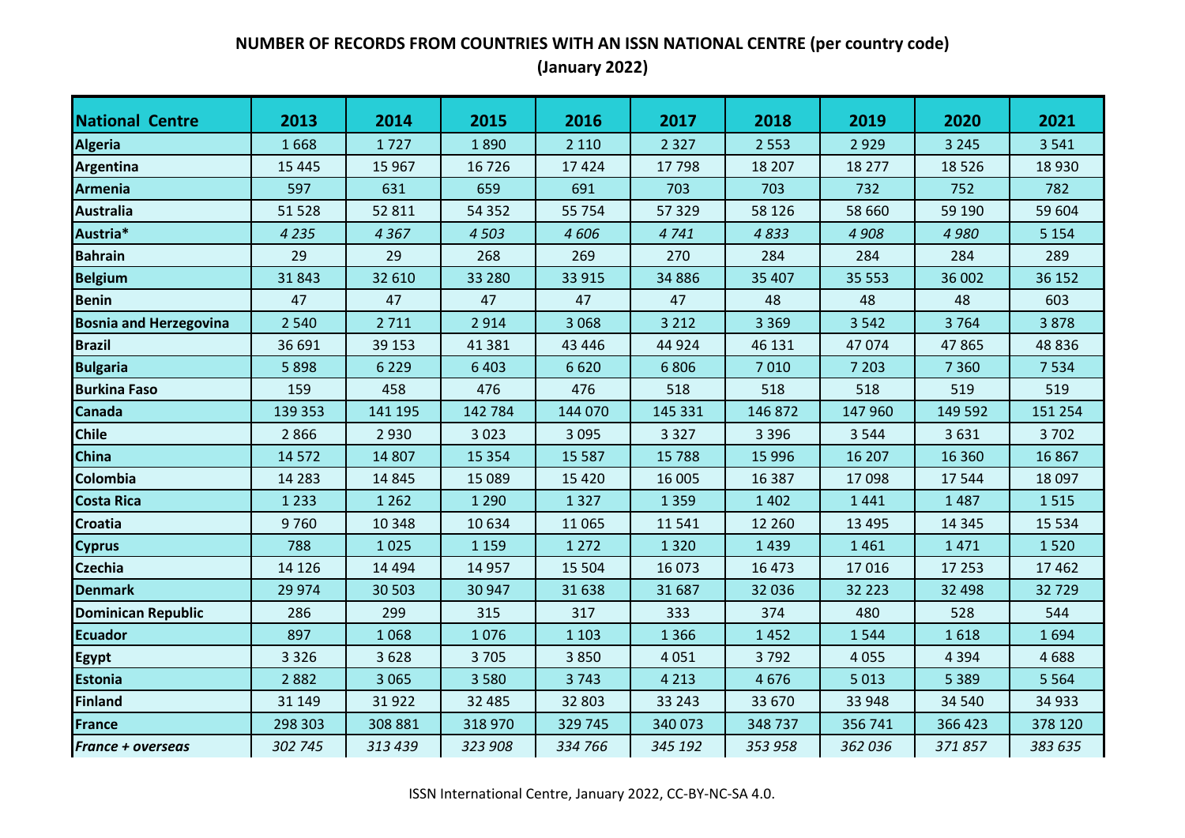**NUMBER OF RECORDS FROM COUNTRIES WITH AN ISSN NATIONAL CENTRE (per country code)**
**(January 2022)**

| National Centre | 2013 | 2014 | 2015 | 2016 | 2017 | 2018 | 2019 | 2020 | 2021 |
|---|---|---|---|---|---|---|---|---|---|
| **Algeria** | 1 668 | 1 727 | 1 890 | 2 110 | 2 327 | 2 553 | 2 929 | 3 245 | 3 541 |
| **Argentina** | 15 445 | 15 967 | 16 726 | 17 424 | 17 798 | 18 207 | 18 277 | 18 526 | 18 930 |
| **Armenia** | 597 | 631 | 659 | 691 | 703 | 703 | 732 | 752 | 782 |
| **Australia** | 51 528 | 52 811 | 54 352 | 55 754 | 57 329 | 58 126 | 58 660 | 59 190 | 59 604 |
| **Austria*** | *4 235* | *4 367* | *4 503* | *4 606* | *4 741* | *4 833* | *4 908* | *4 980* | 5 154 |
| **Bahrain** | 29 | 29 | 268 | 269 | 270 | 284 | 284 | 284 | 289 |
| **Belgium** | 31 843 | 32 610 | 33 280 | 33 915 | 34 886 | 35 407 | 35 553 | 36 002 | 36 152 |
| **Benin** | 47 | 47 | 47 | 47 | 47 | 48 | 48 | 48 | 603 |
| **Bosnia and Herzegovina** | 2 540 | 2 711 | 2 914 | 3 068 | 3 212 | 3 369 | 3 542 | 3 764 | 3 878 |
| **Brazil** | 36 691 | 39 153 | 41 381 | 43 446 | 44 924 | 46 131 | 47 074 | 47 865 | 48 836 |
| **Bulgaria** | 5 898 | 6 229 | 6 403 | 6 620 | 6 806 | 7 010 | 7 203 | 7 360 | 7 534 |
| **Burkina Faso** | 159 | 458 | 476 | 476 | 518 | 518 | 518 | 519 | 519 |
| **Canada** | 139 353 | 141 195 | 142 784 | 144 070 | 145 331 | 146 872 | 147 960 | 149 592 | 151 254 |
| **Chile** | 2 866 | 2 930 | 3 023 | 3 095 | 3 327 | 3 396 | 3 544 | 3 631 | 3 702 |
| **China** | 14 572 | 14 807 | 15 354 | 15 587 | 15 788 | 15 996 | 16 207 | 16 360 | 16 867 |
| **Colombia** | 14 283 | 14 845 | 15 089 | 15 420 | 16 005 | 16 387 | 17 098 | 17 544 | 18 097 |
| **Costa Rica** | 1 233 | 1 262 | 1 290 | 1 327 | 1 359 | 1 402 | 1 441 | 1 487 | 1 515 |
| **Croatia** | 9 760 | 10 348 | 10 634 | 11 065 | 11 541 | 12 260 | 13 495 | 14 345 | 15 534 |
| **Cyprus** | 788 | 1 025 | 1 159 | 1 272 | 1 320 | 1 439 | 1 461 | 1 471 | 1 520 |
| **Czechia** | 14 126 | 14 494 | 14 957 | 15 504 | 16 073 | 16 473 | 17 016 | 17 253 | 17 462 |
| **Denmark** | 29 974 | 30 503 | 30 947 | 31 638 | 31 687 | 32 036 | 32 223 | 32 498 | 32 729 |
| **Dominican Republic** | 286 | 299 | 315 | 317 | 333 | 374 | 480 | 528 | 544 |
| **Ecuador** | 897 | 1 068 | 1 076 | 1 103 | 1 366 | 1 452 | 1 544 | 1 618 | 1 694 |
| **Egypt** | 3 326 | 3 628 | 3 705 | 3 850 | 4 051 | 3 792 | 4 055 | 4 394 | 4 688 |
| **Estonia** | 2 882 | 3 065 | 3 580 | 3 743 | 4 213 | 4 676 | 5 013 | 5 389 | 5 564 |
| **Finland** | 31 149 | 31 922 | 32 485 | 32 803 | 33 243 | 33 670 | 33 948 | 34 540 | 34 933 |
| **France** | 298 303 | 308 881 | 318 970 | 329 745 | 340 073 | 348 737 | 356 741 | 366 423 | 378 120 |
| ***France + overseas*** | *302 745* | *313 439* | *323 908* | *334 766* | *345 192* | *353 958* | *362 036* | *371 857* | *383 635* |

ISSN International Centre, January 2022, CC-BY-NC-SA 4.0.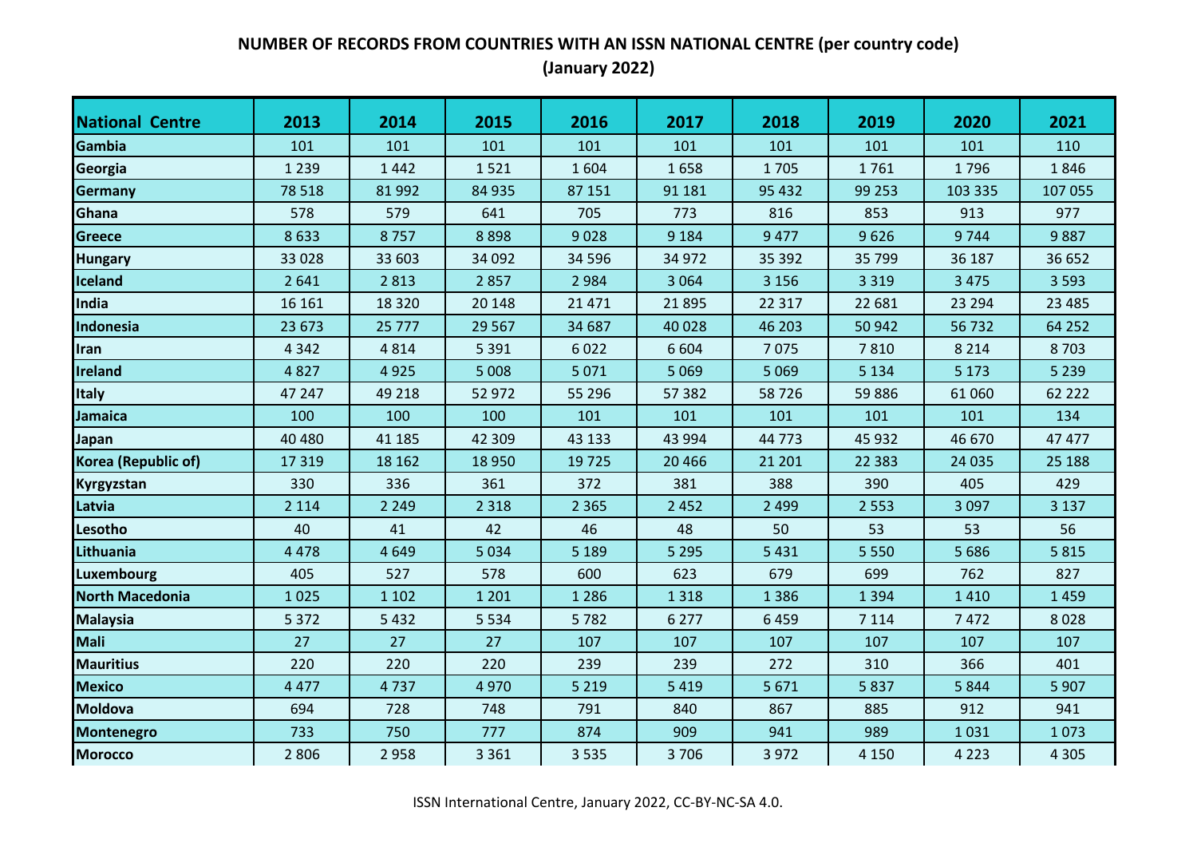**NUMBER OF RECORDS FROM COUNTRIES WITH AN ISSN NATIONAL CENTRE (per country code)**
**(January 2022)**

| National Centre | 2013 | 2014 | 2015 | 2016 | 2017 | 2018 | 2019 | 2020 | 2021 |
|---|---|---|---|---|---|---|---|---|---|
| Gambia | 101 | 101 | 101 | 101 | 101 | 101 | 101 | 101 | 110 |
| Georgia | 1 239 | 1 442 | 1 521 | 1 604 | 1 658 | 1 705 | 1 761 | 1 796 | 1 846 |
| Germany | 78 518 | 81 992 | 84 935 | 87 151 | 91 181 | 95 432 | 99 253 | 103 335 | 107 055 |
| Ghana | 578 | 579 | 641 | 705 | 773 | 816 | 853 | 913 | 977 |
| Greece | 8 633 | 8 757 | 8 898 | 9 028 | 9 184 | 9 477 | 9 626 | 9 744 | 9 887 |
| Hungary | 33 028 | 33 603 | 34 092 | 34 596 | 34 972 | 35 392 | 35 799 | 36 187 | 36 652 |
| Iceland | 2 641 | 2 813 | 2 857 | 2 984 | 3 064 | 3 156 | 3 319 | 3 475 | 3 593 |
| India | 16 161 | 18 320 | 20 148 | 21 471 | 21 895 | 22 317 | 22 681 | 23 294 | 23 485 |
| Indonesia | 23 673 | 25 777 | 29 567 | 34 687 | 40 028 | 46 203 | 50 942 | 56 732 | 64 252 |
| Iran | 4 342 | 4 814 | 5 391 | 6 022 | 6 604 | 7 075 | 7 810 | 8 214 | 8 703 |
| Ireland | 4 827 | 4 925 | 5 008 | 5 071 | 5 069 | 5 069 | 5 134 | 5 173 | 5 239 |
| Italy | 47 247 | 49 218 | 52 972 | 55 296 | 57 382 | 58 726 | 59 886 | 61 060 | 62 222 |
| Jamaica | 100 | 100 | 100 | 101 | 101 | 101 | 101 | 101 | 134 |
| Japan | 40 480 | 41 185 | 42 309 | 43 133 | 43 994 | 44 773 | 45 932 | 46 670 | 47 477 |
| Korea (Republic of) | 17 319 | 18 162 | 18 950 | 19 725 | 20 466 | 21 201 | 22 383 | 24 035 | 25 188 |
| Kyrgyzstan | 330 | 336 | 361 | 372 | 381 | 388 | 390 | 405 | 429 |
| Latvia | 2 114 | 2 249 | 2 318 | 2 365 | 2 452 | 2 499 | 2 553 | 3 097 | 3 137 |
| Lesotho | 40 | 41 | 42 | 46 | 48 | 50 | 53 | 53 | 56 |
| Lithuania | 4 478 | 4 649 | 5 034 | 5 189 | 5 295 | 5 431 | 5 550 | 5 686 | 5 815 |
| Luxembourg | 405 | 527 | 578 | 600 | 623 | 679 | 699 | 762 | 827 |
| North Macedonia | 1 025 | 1 102 | 1 201 | 1 286 | 1 318 | 1 386 | 1 394 | 1 410 | 1 459 |
| Malaysia | 5 372 | 5 432 | 5 534 | 5 782 | 6 277 | 6 459 | 7 114 | 7 472 | 8 028 |
| Mali | 27 | 27 | 27 | 107 | 107 | 107 | 107 | 107 | 107 |
| Mauritius | 220 | 220 | 220 | 239 | 239 | 272 | 310 | 366 | 401 |
| Mexico | 4 477 | 4 737 | 4 970 | 5 219 | 5 419 | 5 671 | 5 837 | 5 844 | 5 907 |
| Moldova | 694 | 728 | 748 | 791 | 840 | 867 | 885 | 912 | 941 |
| Montenegro | 733 | 750 | 777 | 874 | 909 | 941 | 989 | 1 031 | 1 073 |
| Morocco | 2 806 | 2 958 | 3 361 | 3 535 | 3 706 | 3 972 | 4 150 | 4 223 | 4 305 |

ISSN International Centre, January 2022, CC-BY-NC-SA 4.0.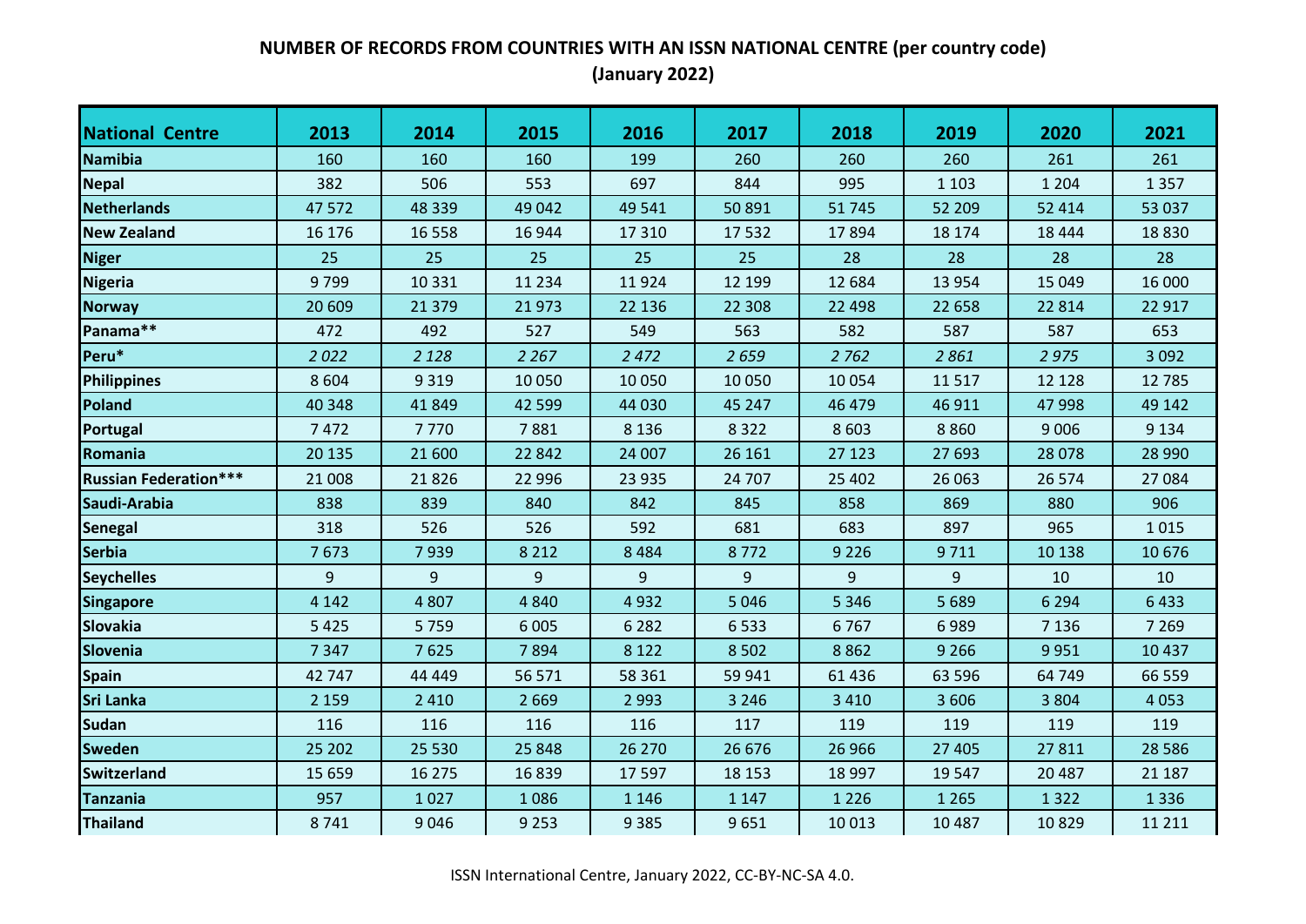**NUMBER OF RECORDS FROM COUNTRIES WITH AN ISSN NATIONAL CENTRE (per country code)**
**(January 2022)**

| National Centre | 2013 | 2014 | 2015 | 2016 | 2017 | 2018 | 2019 | 2020 | 2021 |
|---|---|---|---|---|---|---|---|---|---|
| **Namibia** | 160 | 160 | 160 | 199 | 260 | 260 | 260 | 261 | 261 |
| **Nepal** | 382 | 506 | 553 | 697 | 844 | 995 | 1 103 | 1 204 | 1 357 |
| **Netherlands** | 47 572 | 48 339 | 49 042 | 49 541 | 50 891 | 51 745 | 52 209 | 52 414 | 53 037 |
| **New Zealand** | 16 176 | 16 558 | 16 944 | 17 310 | 17 532 | 17 894 | 18 174 | 18 444 | 18 830 |
| **Niger** | 25 | 25 | 25 | 25 | 25 | 28 | 28 | 28 | 28 |
| **Nigeria** | 9 799 | 10 331 | 11 234 | 11 924 | 12 199 | 12 684 | 13 954 | 15 049 | 16 000 |
| **Norway** | 20 609 | 21 379 | 21 973 | 22 136 | 22 308 | 22 498 | 22 658 | 22 814 | 22 917 |
| **Panama\*\*** | 472 | 492 | 527 | 549 | 563 | 582 | 587 | 587 | 653 |
| **Peru\*** | *2 022* | *2 128* | *2 267* | *2 472* | *2 659* | *2 762* | *2 861* | *2 975* | 3 092 |
| **Philippines** | 8 604 | 9 319 | 10 050 | 10 050 | 10 050 | 10 054 | 11 517 | 12 128 | 12 785 |
| **Poland** | 40 348 | 41 849 | 42 599 | 44 030 | 45 247 | 46 479 | 46 911 | 47 998 | 49 142 |
| **Portugal** | 7 472 | 7 770 | 7 881 | 8 136 | 8 322 | 8 603 | 8 860 | 9 006 | 9 134 |
| **Romania** | 20 135 | 21 600 | 22 842 | 24 007 | 26 161 | 27 123 | 27 693 | 28 078 | 28 990 |
| **Russian Federation\*\*\*** | 21 008 | 21 826 | 22 996 | 23 935 | 24 707 | 25 402 | 26 063 | 26 574 | 27 084 |
| **Saudi-Arabia** | 838 | 839 | 840 | 842 | 845 | 858 | 869 | 880 | 906 |
| **Senegal** | 318 | 526 | 526 | 592 | 681 | 683 | 897 | 965 | 1 015 |
| **Serbia** | 7 673 | 7 939 | 8 212 | 8 484 | 8 772 | 9 226 | 9 711 | 10 138 | 10 676 |
| **Seychelles** | 9 | 9 | 9 | 9 | 9 | 9 | 9 | 10 | 10 |
| **Singapore** | 4 142 | 4 807 | 4 840 | 4 932 | 5 046 | 5 346 | 5 689 | 6 294 | 6 433 |
| **Slovakia** | 5 425 | 5 759 | 6 005 | 6 282 | 6 533 | 6 767 | 6 989 | 7 136 | 7 269 |
| **Slovenia** | 7 347 | 7 625 | 7 894 | 8 122 | 8 502 | 8 862 | 9 266 | 9 951 | 10 437 |
| **Spain** | 42 747 | 44 449 | 56 571 | 58 361 | 59 941 | 61 436 | 63 596 | 64 749 | 66 559 |
| **Sri Lanka** | 2 159 | 2 410 | 2 669 | 2 993 | 3 246 | 3 410 | 3 606 | 3 804 | 4 053 |
| **Sudan** | 116 | 116 | 116 | 116 | 117 | 119 | 119 | 119 | 119 |
| **Sweden** | 25 202 | 25 530 | 25 848 | 26 270 | 26 676 | 26 966 | 27 405 | 27 811 | 28 586 |
| **Switzerland** | 15 659 | 16 275 | 16 839 | 17 597 | 18 153 | 18 997 | 19 547 | 20 487 | 21 187 |
| **Tanzania** | 957 | 1 027 | 1 086 | 1 146 | 1 147 | 1 226 | 1 265 | 1 322 | 1 336 |
| **Thailand** | 8 741 | 9 046 | 9 253 | 9 385 | 9 651 | 10 013 | 10 487 | 10 829 | 11 211 |

ISSN International Centre, January 2022, CC-BY-NC-SA 4.0.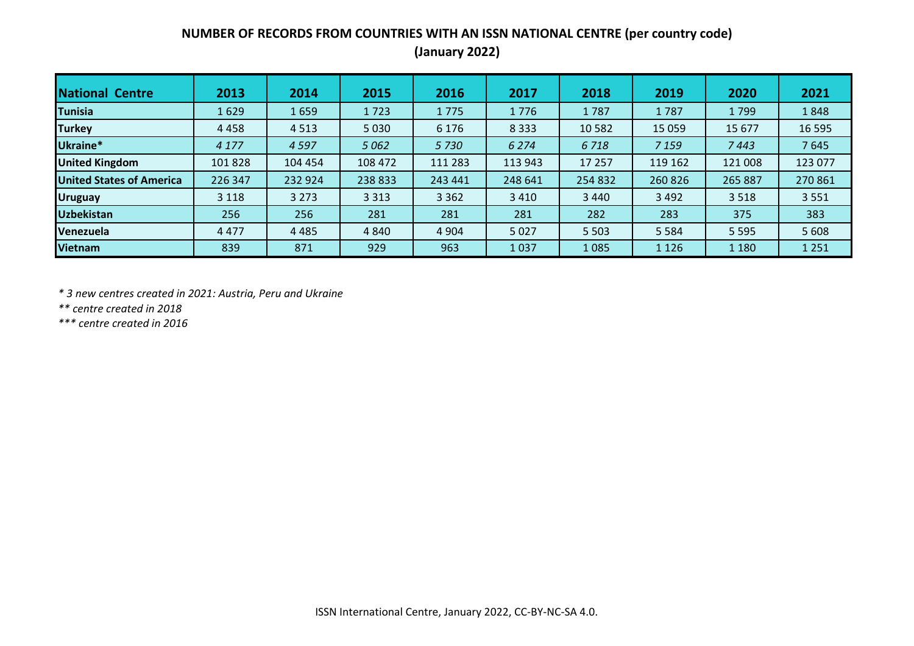**NUMBER OF RECORDS FROM COUNTRIES WITH AN ISSN NATIONAL CENTRE (per country code)**
**(January 2022)**

| National Centre | 2013 | 2014 | 2015 | 2016 | 2017 | 2018 | 2019 | 2020 | 2021 |
|---|---|---|---|---|---|---|---|---|---|
| **Tunisia** | 1 629 | 1 659 | 1 723 | 1 775 | 1 776 | 1 787 | 1 787 | 1 799 | 1 848 |
| **Turkey** | 4 458 | 4 513 | 5 030 | 6 176 | 8 333 | 10 582 | 15 059 | 15 677 | 16 595 |
| **Ukraine*** | *4 177* | *4 597* | *5 062* | *5 730* | *6 274* | *6 718* | *7 159* | *7 443* | 7 645 |
| **United Kingdom** | 101 828 | 104 454 | 108 472 | 111 283 | 113 943 | 17 257 | 119 162 | 121 008 | 123 077 |
| **United States of America** | 226 347 | 232 924 | 238 833 | 243 441 | 248 641 | 254 832 | 260 826 | 265 887 | 270 861 |
| **Uruguay** | 3 118 | 3 273 | 3 313 | 3 362 | 3 410 | 3 440 | 3 492 | 3 518 | 3 551 |
| **Uzbekistan** | 256 | 256 | 281 | 281 | 281 | 282 | 283 | 375 | 383 |
| **Venezuela** | 4 477 | 4 485 | 4 840 | 4 904 | 5 027 | 5 503 | 5 584 | 5 595 | 5 608 |
| **Vietnam** | 839 | 871 | 929 | 963 | 1 037 | 1 085 | 1 126 | 1 180 | 1 251 |

*\* 3 new centres created in 2021: Austria, Peru and Ukraine*

*\*\* centre created in 2018*

*\*\*\* centre created in 2016*

ISSN International Centre, January 2022, CC-BY-NC-SA 4.0.